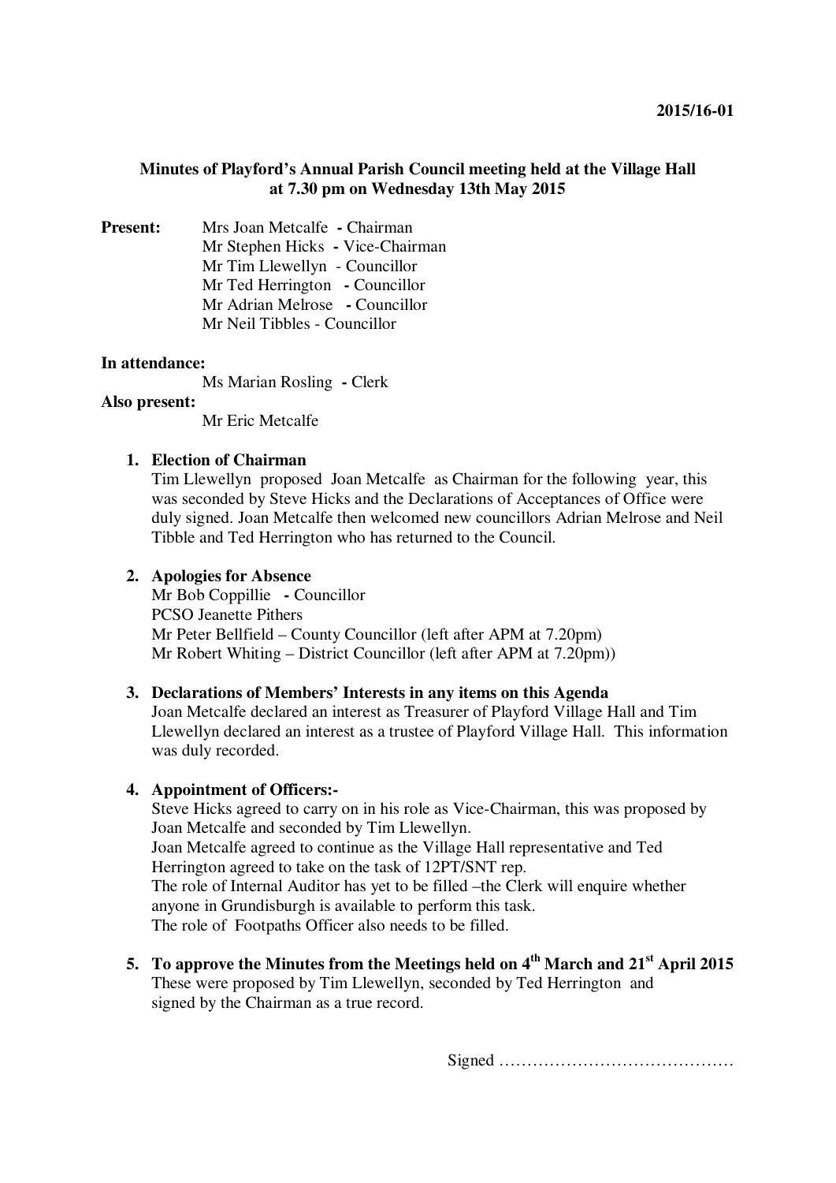2015/16-01

**Minutes of Playford's Annual Parish Council meeting held at the Village Hall at 7.30 pm on Wednesday 13th May 2015**

**Present:** Mrs Joan Metcalfe **-** Chairman
Mr Stephen Hicks **-** Vice-Chairman
Mr Tim Llewellyn - Councillor
Mr Ted Herrington **-** Councillor
Mr Adrian Melrose **-** Councillor
Mr Neil Tibbles - Councillor

**In attendance:**
Ms Marian Rosling **-** Clerk

**Also present:**
Mr Eric Metcalfe

1. **Election of Chairman**
   Tim Llewellyn proposed Joan Metcalfe as Chairman for the following year, this was seconded by Steve Hicks and the Declarations of Acceptances of Office were duly signed. Joan Metcalfe then welcomed new councillors Adrian Melrose and Neil Tibble and Ted Herrington who has returned to the Council.

2. **Apologies for Absence**
   Mr Bob Coppillie **-** Councillor
   PCSO Jeanette Pithers
   Mr Peter Bellfield – County Councillor (left after APM at 7.20pm)
   Mr Robert Whiting – District Councillor (left after APM at 7.20pm))

3. **Declarations of Members' Interests in any items on this Agenda**
   Joan Metcalfe declared an interest as Treasurer of Playford Village Hall and Tim Llewellyn declared an interest as a trustee of Playford Village Hall. This information was duly recorded.

4. **Appointment of Officers:-**
   Steve Hicks agreed to carry on in his role as Vice-Chairman, this was proposed by Joan Metcalfe and seconded by Tim Llewellyn.
   Joan Metcalfe agreed to continue as the Village Hall representative and Ted Herrington agreed to take on the task of 12PT/SNT rep.
   The role of Internal Auditor has yet to be filled –the Clerk will enquire whether anyone in Grundisburgh is available to perform this task.
   The role of Footpaths Officer also needs to be filled.

5. **To approve the Minutes from the Meetings held on 4th March and 21st April 2015**
   These were proposed by Tim Llewellyn, seconded by Ted Herrington and signed by the Chairman as a true record.

Signed ……………………………………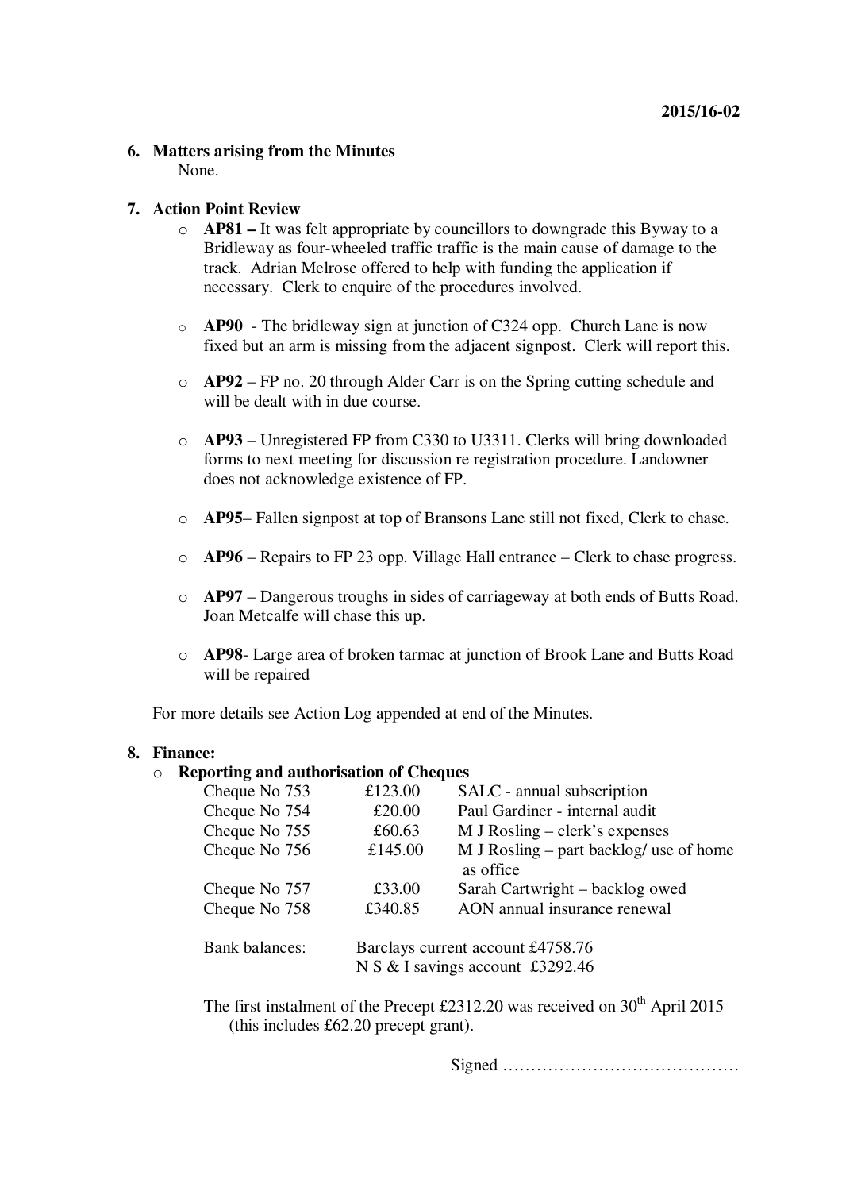2015/16-02

**6. Matters arising from the Minutes**

None.

**7. Action Point Review**

- **AP81 –** It was felt appropriate by councillors to downgrade this Byway to a Bridleway as four-wheeled traffic traffic is the main cause of damage to the track. Adrian Melrose offered to help with funding the application if necessary. Clerk to enquire of the procedures involved.

- **AP90** - The bridleway sign at junction of C324 opp. Church Lane is now fixed but an arm is missing from the adjacent signpost. Clerk will report this.

- **AP92** – FP no. 20 through Alder Carr is on the Spring cutting schedule and will be dealt with in due course.

- **AP93** – Unregistered FP from C330 to U3311. Clerks will bring downloaded forms to next meeting for discussion re registration procedure. Landowner does not acknowledge existence of FP.

- **AP95**– Fallen signpost at top of Bransons Lane still not fixed, Clerk to chase.

- **AP96** – Repairs to FP 23 opp. Village Hall entrance – Clerk to chase progress.

- **AP97** – Dangerous troughs in sides of carriageway at both ends of Butts Road. Joan Metcalfe will chase this up.

- **AP98**- Large area of broken tarmac at junction of Brook Lane and Butts Road will be repaired

For more details see Action Log appended at end of the Minutes.

**8. Finance:**

- **Reporting and authorisation of Cheques**

| | | |
|---|---|---|
| Cheque No 753 | £123.00 | SALC - annual subscription |
| Cheque No 754 | £20.00 | Paul Gardiner - internal audit |
| Cheque No 755 | £60.63 | M J Rosling – clerk's expenses |
| Cheque No 756 | £145.00 | M J Rosling – part backlog/ use of home as office |
| Cheque No 757 | £33.00 | Sarah Cartwright – backlog owed |
| Cheque No 758 | £340.85 | AON annual insurance renewal |

Bank balances: Barclays current account £4758.76
N S & I savings account £3292.46

The first instalment of the Precept £2312.20 was received on 30th April 2015 (this includes £62.20 precept grant).

Signed ……………………………………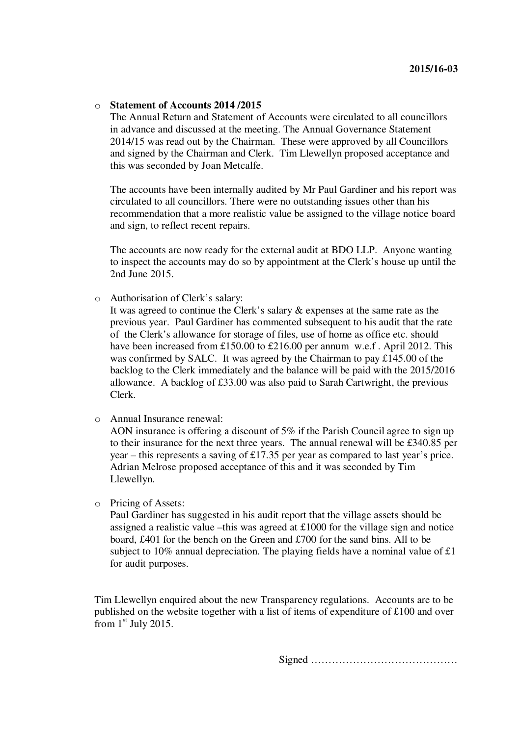- **Statement of Accounts 2014 /2015**

  The Annual Return and Statement of Accounts were circulated to all councillors in advance and discussed at the meeting. The Annual Governance Statement 2014/15 was read out by the Chairman. These were approved by all Councillors and signed by the Chairman and Clerk. Tim Llewellyn proposed acceptance and this was seconded by Joan Metcalfe.

  The accounts have been internally audited by Mr Paul Gardiner and his report was circulated to all councillors. There were no outstanding issues other than his recommendation that a more realistic value be assigned to the village notice board and sign, to reflect recent repairs.

  The accounts are now ready for the external audit at BDO LLP. Anyone wanting to inspect the accounts may do so by appointment at the Clerk's house up until the 2nd June 2015.

- Authorisation of Clerk's salary:

  It was agreed to continue the Clerk's salary & expenses at the same rate as the previous year. Paul Gardiner has commented subsequent to his audit that the rate of the Clerk's allowance for storage of files, use of home as office etc. should have been increased from £150.00 to £216.00 per annum w.e.f . April 2012. This was confirmed by SALC. It was agreed by the Chairman to pay £145.00 of the backlog to the Clerk immediately and the balance will be paid with the 2015/2016 allowance. A backlog of £33.00 was also paid to Sarah Cartwright, the previous Clerk.

- Annual Insurance renewal:

  AON insurance is offering a discount of 5% if the Parish Council agree to sign up to their insurance for the next three years. The annual renewal will be £340.85 per year – this represents a saving of £17.35 per year as compared to last year's price. Adrian Melrose proposed acceptance of this and it was seconded by Tim Llewellyn.

- Pricing of Assets:

  Paul Gardiner has suggested in his audit report that the village assets should be assigned a realistic value –this was agreed at £1000 for the village sign and notice board, £401 for the bench on the Green and £700 for the sand bins. All to be subject to 10% annual depreciation. The playing fields have a nominal value of £1 for audit purposes.

Tim Llewellyn enquired about the new Transparency regulations. Accounts are to be published on the website together with a list of items of expenditure of £100 and over from 1st July 2015.

Signed ……………………………………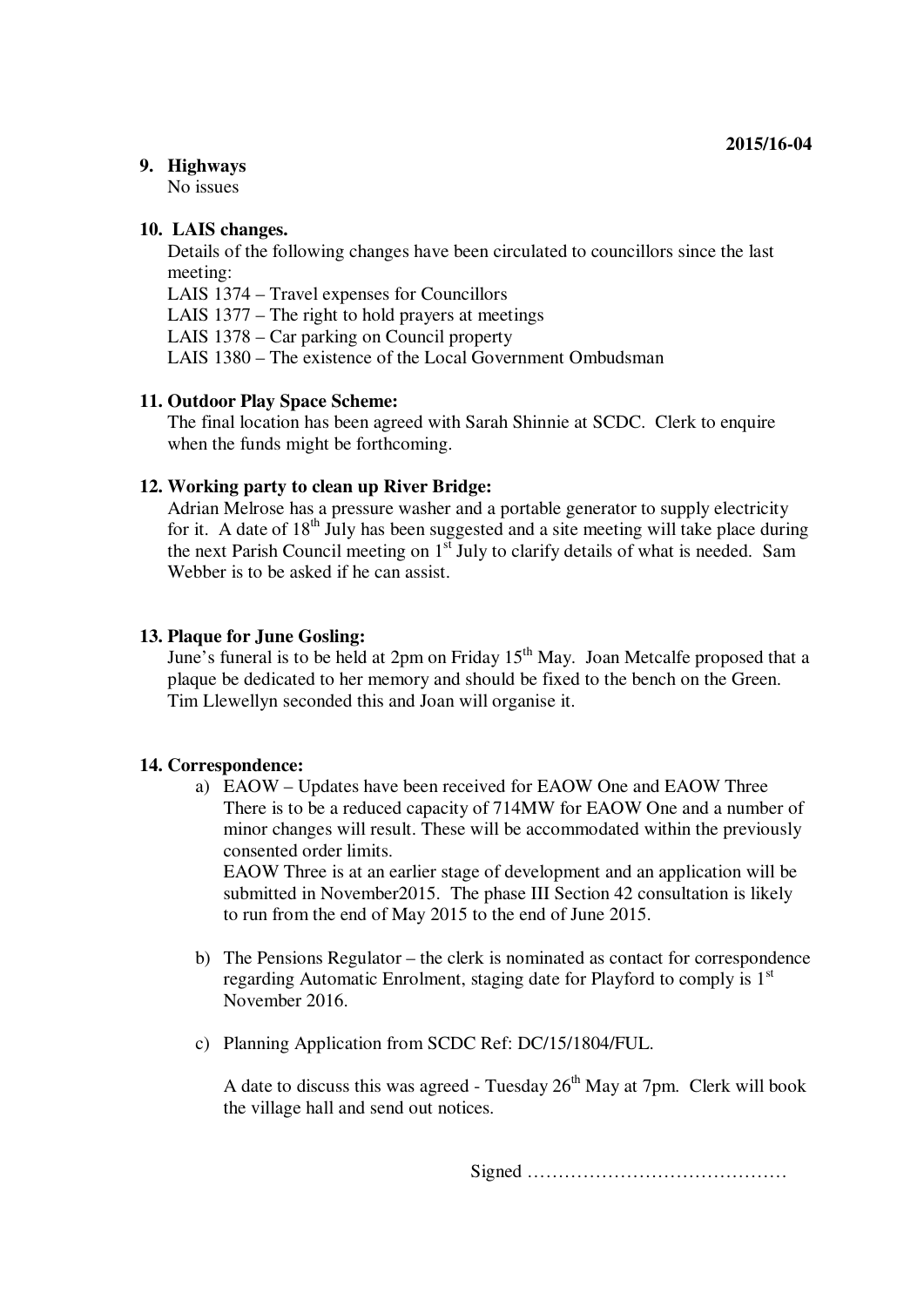2015/16-04

9. **Highways**
   No issues

10. **LAIS changes.**
    Details of the following changes have been circulated to councillors since the last meeting:
    LAIS 1374 – Travel expenses for Councillors
    LAIS 1377 – The right to hold prayers at meetings
    LAIS 1378 – Car parking on Council property
    LAIS 1380 – The existence of the Local Government Ombudsman

11. **Outdoor Play Space Scheme:**
    The final location has been agreed with Sarah Shinnie at SCDC. Clerk to enquire when the funds might be forthcoming.

12. **Working party to clean up River Bridge:**
    Adrian Melrose has a pressure washer and a portable generator to supply electricity for it. A date of 18th July has been suggested and a site meeting will take place during the next Parish Council meeting on 1st July to clarify details of what is needed. Sam Webber is to be asked if he can assist.

13. **Plaque for June Gosling:**
    June's funeral is to be held at 2pm on Friday 15th May. Joan Metcalfe proposed that a plaque be dedicated to her memory and should be fixed to the bench on the Green. Tim Llewellyn seconded this and Joan will organise it.

14. **Correspondence:**
    a) EAOW – Updates have been received for EAOW One and EAOW Three
       There is to be a reduced capacity of 714MW for EAOW One and a number of minor changes will result. These will be accommodated within the previously consented order limits.
       EAOW Three is at an earlier stage of development and an application will be submitted in November2015. The phase III Section 42 consultation is likely to run from the end of May 2015 to the end of June 2015.

    b) The Pensions Regulator – the clerk is nominated as contact for correspondence regarding Automatic Enrolment, staging date for Playford to comply is 1st November 2016.

    c) Planning Application from SCDC Ref: DC/15/1804/FUL.

       A date to discuss this was agreed - Tuesday 26th May at 7pm. Clerk will book the village hall and send out notices.

Signed ……………………………………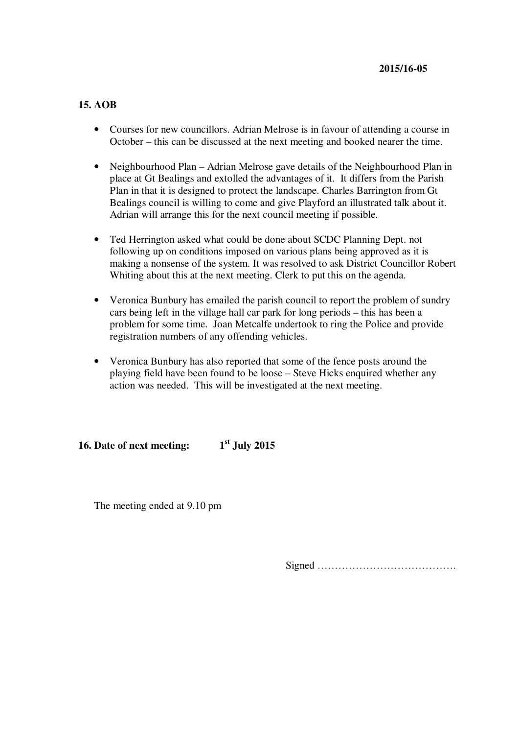2015/16-05

**15. AOB**

- Courses for new councillors. Adrian Melrose is in favour of attending a course in October – this can be discussed at the next meeting and booked nearer the time.
- Neighbourhood Plan – Adrian Melrose gave details of the Neighbourhood Plan in place at Gt Bealings and extolled the advantages of it. It differs from the Parish Plan in that it is designed to protect the landscape. Charles Barrington from Gt Bealings council is willing to come and give Playford an illustrated talk about it. Adrian will arrange this for the next council meeting if possible.
- Ted Herrington asked what could be done about SCDC Planning Dept. not following up on conditions imposed on various plans being approved as it is making a nonsense of the system. It was resolved to ask District Councillor Robert Whiting about this at the next meeting. Clerk to put this on the agenda.
- Veronica Bunbury has emailed the parish council to report the problem of sundry cars being left in the village hall car park for long periods – this has been a problem for some time. Joan Metcalfe undertook to ring the Police and provide registration numbers of any offending vehicles.
- Veronica Bunbury has also reported that some of the fence posts around the playing field have been found to be loose – Steve Hicks enquired whether any action was needed. This will be investigated at the next meeting.

**16. Date of next meeting: 1st July 2015**

The meeting ended at 9.10 pm

Signed ………………………………….